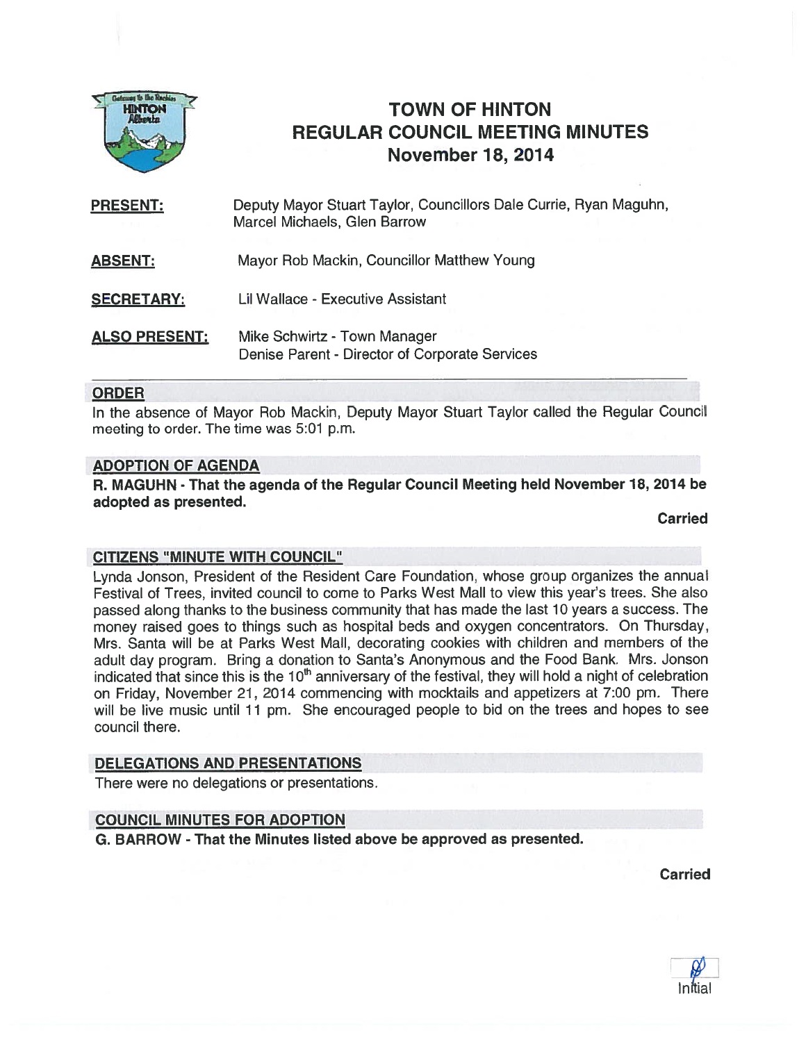# TOWN OF HINTON
# REGULAR COUNCIL MEETING MINUTES
## November 18, 2014

**PRESENT:** Deputy Mayor Stuart Taylor, Councillors Dale Currie, Ryan Maguhn, Marcel Michaels, Glen Barrow

**ABSENT:** Mayor Rob Mackin, Councillor Matthew Young

**SECRETARY:** Lil Wallace - Executive Assistant

**ALSO PRESENT:** Mike Schwirtz - Town Manager
Denise Parent - Director of Corporate Services

---

### ORDER

In the absence of Mayor Rob Mackin, Deputy Mayor Stuart Taylor called the Regular Council meeting to order. The time was 5:01 p.m.

### ADOPTION OF AGENDA

**R. MAGUHN - That the agenda of the Regular Council Meeting held November 18, 2014 be adopted as presented.**

**Carried**

### CITIZENS "MINUTE WITH COUNCIL"

Lynda Jonson, President of the Resident Care Foundation, whose group organizes the annual Festival of Trees, invited council to come to Parks West Mall to view this year's trees. She also passed along thanks to the business community that has made the last 10 years a success. The money raised goes to things such as hospital beds and oxygen concentrators. On Thursday, Mrs. Santa will be at Parks West Mall, decorating cookies with children and members of the adult day program. Bring a donation to Santa's Anonymous and the Food Bank. Mrs. Jonson indicated that since this is the 10th anniversary of the festival, they will hold a night of celebration on Friday, November 21, 2014 commencing with mocktails and appetizers at 7:00 pm. There will be live music until 11 pm. She encouraged people to bid on the trees and hopes to see council there.

### DELEGATIONS AND PRESENTATIONS

There were no delegations or presentations.

### COUNCIL MINUTES FOR ADOPTION

**G. BARROW - That the Minutes listed above be approved as presented.**

**Carried**

Initial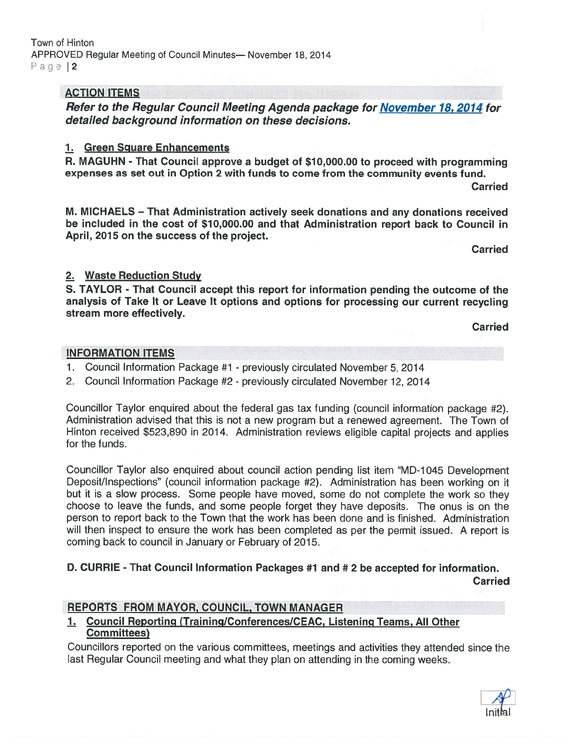## ACTION ITEMS

***Refer to the Regular Council Meeting Agenda package for November 18, 2014 for detailed background information on these decisions.***

### 1. Green Square Enhancements

**R. MAGUHN - That Council approve a budget of $10,000.00 to proceed with programming expenses as set out in Option 2 with funds to come from the community events fund.**

**Carried**

**M. MICHAELS – That Administration actively seek donations and any donations received be included in the cost of $10,000.00 and that Administration report back to Council in April, 2015 on the success of the project.**

**Carried**

### 2. Waste Reduction Study

**S. TAYLOR - That Council accept this report for information pending the outcome of the analysis of Take It or Leave It options and options for processing our current recycling stream more effectively.**

**Carried**

## INFORMATION ITEMS

1. Council Information Package #1 - previously circulated November 5, 2014
2. Council Information Package #2 - previously circulated November 12, 2014

Councillor Taylor enquired about the federal gas tax funding (council information package #2). Administration advised that this is not a new program but a renewed agreement. The Town of Hinton received $523,890 in 2014. Administration reviews eligible capital projects and applies for the funds.

Councillor Taylor also enquired about council action pending list item "MD-1045 Development Deposit/Inspections" (council information package #2). Administration has been working on it but it is a slow process. Some people have moved, some do not complete the work so they choose to leave the funds, and some people forget they have deposits. The onus is on the person to report back to the Town that the work has been done and is finished. Administration will then inspect to ensure the work has been completed as per the permit issued. A report is coming back to council in January or February of 2015.

**D. CURRIE - That Council Information Packages #1 and # 2 be accepted for information.**

**Carried**

## REPORTS FROM MAYOR, COUNCIL, TOWN MANAGER

### 1. Council Reporting (Training/Conferences/CEAC, Listening Teams, All Other Committees)

Councillors reported on the various committees, meetings and activities they attended since the last Regular Council meeting and what they plan on attending in the coming weeks.

Initial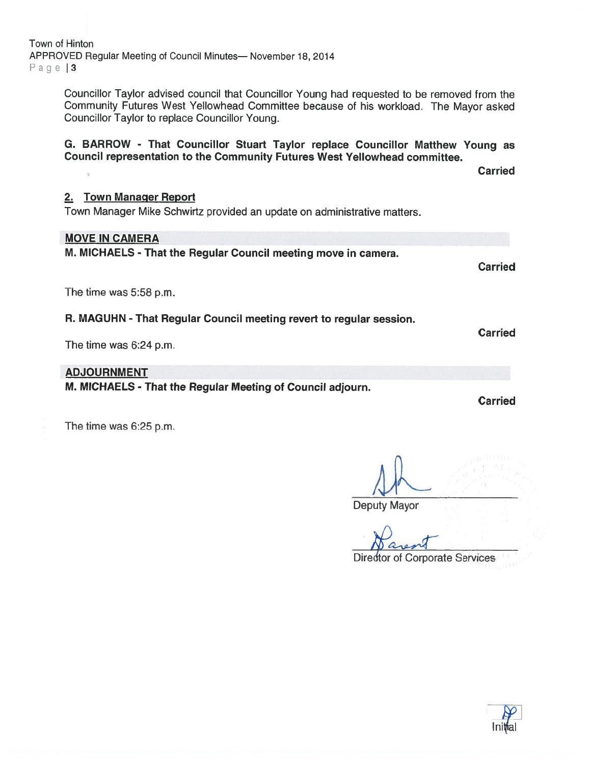Councillor Taylor advised council that Councillor Young had requested to be removed from the Community Futures West Yellowhead Committee because of his workload. The Mayor asked Councillor Taylor to replace Councillor Young.

**G. BARROW - That Councillor Stuart Taylor replace Councillor Matthew Young as Council representation to the Community Futures West Yellowhead committee.**

**Carried**

## 2. Town Manager Report

Town Manager Mike Schwirtz provided an update on administrative matters.

## MOVE IN CAMERA

**M. MICHAELS - That the Regular Council meeting move in camera.**

**Carried**

The time was 5:58 p.m.

**R. MAGUHN - That Regular Council meeting revert to regular session.**

**Carried**

The time was 6:24 p.m.

## ADJOURNMENT

**M. MICHAELS - That the Regular Meeting of Council adjourn.**

**Carried**

The time was 6:25 p.m.

Deputy Mayor

Director of Corporate Services

Initial